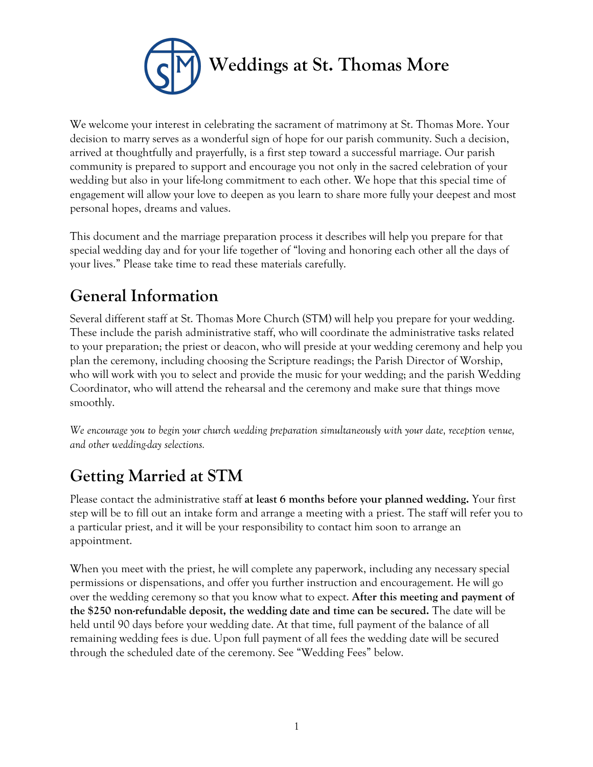# Weddings at St. Thomas More

We welcome your interest in celebrating the sacrament of matrimony at St. Thomas More. Your decision to marry serves as a wonderful sign of hope for our parish community. Such a decision, arrived at thoughtfully and prayerfully, is a first step toward a successful marriage. Our parish community is prepared to support and encourage you not only in the sacred celebration of your wedding but also in your life-long commitment to each other. We hope that this special time of engagement will allow your love to deepen as you learn to share more fully your deepest and most personal hopes, dreams and values.

This document and the marriage preparation process it describes will help you prepare for that special wedding day and for your life together of "loving and honoring each other all the days of your lives." Please take time to read these materials carefully.

## General Information

Several different staff at St. Thomas More Church (STM) will help you prepare for your wedding. These include the parish administrative staff, who will coordinate the administrative tasks related to your preparation; the priest or deacon, who will preside at your wedding ceremony and help you plan the ceremony, including choosing the Scripture readings; the Parish Director of Worship, who will work with you to select and provide the music for your wedding; and the parish Wedding Coordinator, who will attend the rehearsal and the ceremony and make sure that things move smoothly.

*We encourage you to begin your church wedding preparation simultaneously with your date, reception venue, and other wedding-day selections.*

## Getting Married at STM

Please contact the administrative staff **at least 6 months before your planned wedding.** Your first step will be to fill out an intake form and arrange a meeting with a priest. The staff will refer you to a particular priest, and it will be your responsibility to contact him soon to arrange an appointment.

When you meet with the priest, he will complete any paperwork, including any necessary special permissions or dispensations, and offer you further instruction and encouragement. He will go over the wedding ceremony so that you know what to expect. **After this meeting and payment of the $250 non-refundable deposit, the wedding date and time can be secured.** The date will be held until 90 days before your wedding date. At that time, full payment of the balance of all remaining wedding fees is due. Upon full payment of all fees the wedding date will be secured through the scheduled date of the ceremony. See "Wedding Fees" below.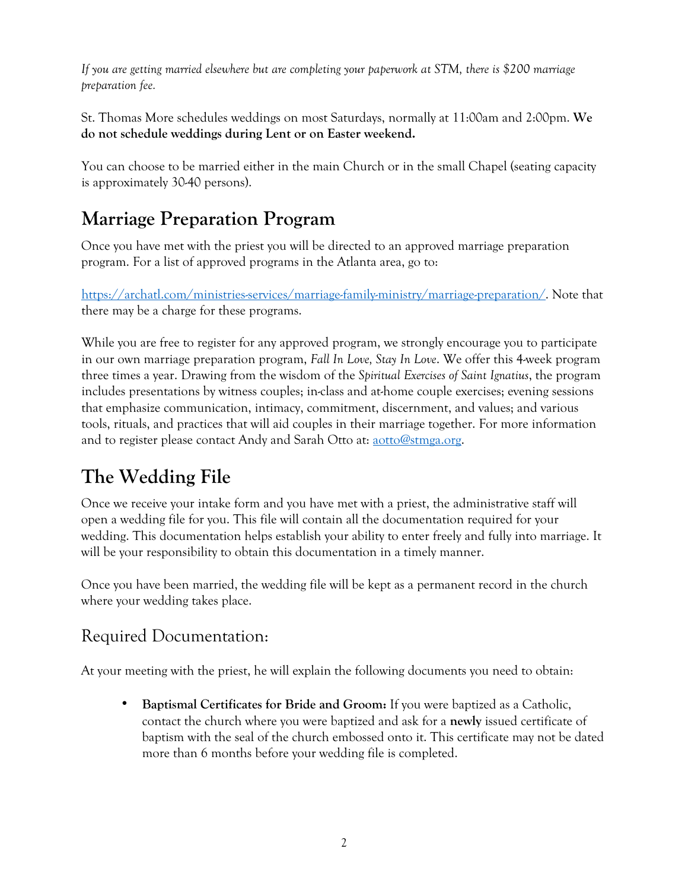*If you are getting married elsewhere but are completing your paperwork at STM, there is $200 marriage preparation fee.*

St. Thomas More schedules weddings on most Saturdays, normally at 11:00am and 2:00pm. **We do not schedule weddings during Lent or on Easter weekend.**

You can choose to be married either in the main Church or in the small Chapel (seating capacity is approximately 30-40 persons).

## Marriage Preparation Program

Once you have met with the priest you will be directed to an approved marriage preparation program. For a list of approved programs in the Atlanta area, go to:

[https://archatl.com/ministries-services/marriage-family-ministry/marriage-preparation/](https://archatl.com/ministries-services/marriage-family-ministry/marriage-preparation/). Note that there may be a charge for these programs.

While you are free to register for any approved program, we strongly encourage you to participate in our own marriage preparation program, *Fall In Love, Stay In Love*. We offer this 4-week program three times a year. Drawing from the wisdom of the *Spiritual Exercises of Saint Ignatius*, the program includes presentations by witness couples; in-class and at-home couple exercises; evening sessions that emphasize communication, intimacy, commitment, discernment, and values; and various tools, rituals, and practices that will aid couples in their marriage together. For more information and to register please contact Andy and Sarah Otto at: [aotto@stmga.org](mailto:aotto@stmga.org).

## The Wedding File

Once we receive your intake form and you have met with a priest, the administrative staff will open a wedding file for you. This file will contain all the documentation required for your wedding. This documentation helps establish your ability to enter freely and fully into marriage. It will be your responsibility to obtain this documentation in a timely manner.

Once you have been married, the wedding file will be kept as a permanent record in the church where your wedding takes place.

### Required Documentation:

At your meeting with the priest, he will explain the following documents you need to obtain:

- **Baptismal Certificates for Bride and Groom:** If you were baptized as a Catholic, contact the church where you were baptized and ask for a **newly** issued certificate of baptism with the seal of the church embossed onto it. This certificate may not be dated more than 6 months before your wedding file is completed.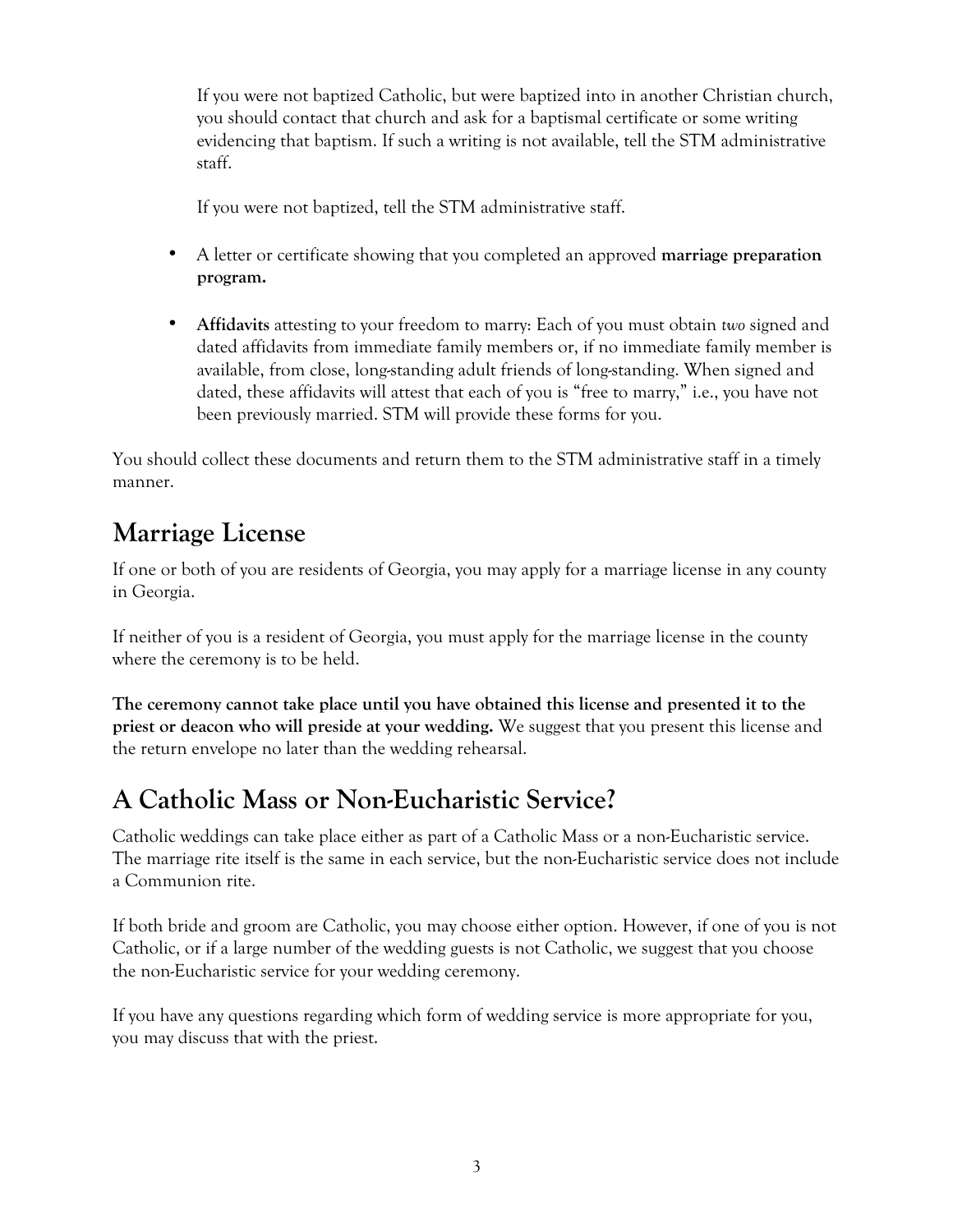If you were not baptized Catholic, but were baptized into in another Christian church, you should contact that church and ask for a baptismal certificate or some writing evidencing that baptism. If such a writing is not available, tell the STM administrative staff.

If you were not baptized, tell the STM administrative staff.

- A letter or certificate showing that you completed an approved **marriage preparation program.**

- **Affidavits** attesting to your freedom to marry: Each of you must obtain *two* signed and dated affidavits from immediate family members or, if no immediate family member is available, from close, long-standing adult friends of long-standing. When signed and dated, these affidavits will attest that each of you is "free to marry," i.e., you have not been previously married. STM will provide these forms for you.

You should collect these documents and return them to the STM administrative staff in a timely manner.

## Marriage License

If one or both of you are residents of Georgia, you may apply for a marriage license in any county in Georgia.

If neither of you is a resident of Georgia, you must apply for the marriage license in the county where the ceremony is to be held.

**The ceremony cannot take place until you have obtained this license and presented it to the priest or deacon who will preside at your wedding.** We suggest that you present this license and the return envelope no later than the wedding rehearsal.

## A Catholic Mass or Non-Eucharistic Service?

Catholic weddings can take place either as part of a Catholic Mass or a non-Eucharistic service. The marriage rite itself is the same in each service, but the non-Eucharistic service does not include a Communion rite.

If both bride and groom are Catholic, you may choose either option. However, if one of you is not Catholic, or if a large number of the wedding guests is not Catholic, we suggest that you choose the non-Eucharistic service for your wedding ceremony.

If you have any questions regarding which form of wedding service is more appropriate for you, you may discuss that with the priest.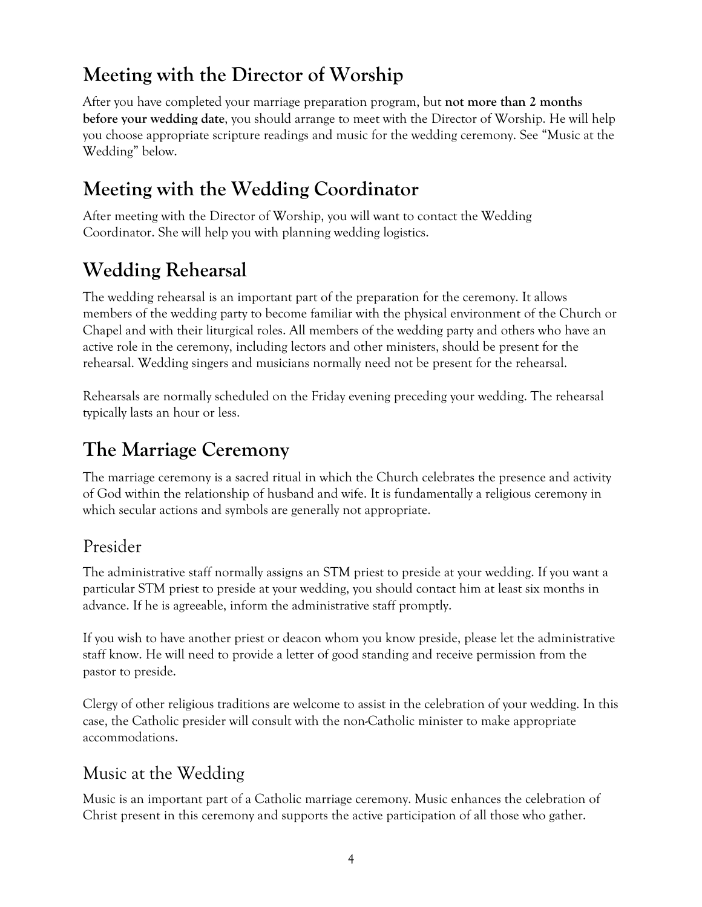## Meeting with the Director of Worship

After you have completed your marriage preparation program, but **not more than 2 months before your wedding date**, you should arrange to meet with the Director of Worship. He will help you choose appropriate scripture readings and music for the wedding ceremony. See "Music at the Wedding" below.

## Meeting with the Wedding Coordinator

After meeting with the Director of Worship, you will want to contact the Wedding Coordinator. She will help you with planning wedding logistics.

## Wedding Rehearsal

The wedding rehearsal is an important part of the preparation for the ceremony. It allows members of the wedding party to become familiar with the physical environment of the Church or Chapel and with their liturgical roles. All members of the wedding party and others who have an active role in the ceremony, including lectors and other ministers, should be present for the rehearsal. Wedding singers and musicians normally need not be present for the rehearsal.

Rehearsals are normally scheduled on the Friday evening preceding your wedding. The rehearsal typically lasts an hour or less.

## The Marriage Ceremony

The marriage ceremony is a sacred ritual in which the Church celebrates the presence and activity of God within the relationship of husband and wife. It is fundamentally a religious ceremony in which secular actions and symbols are generally not appropriate.

### Presider

The administrative staff normally assigns an STM priest to preside at your wedding. If you want a particular STM priest to preside at your wedding, you should contact him at least six months in advance. If he is agreeable, inform the administrative staff promptly.

If you wish to have another priest or deacon whom you know preside, please let the administrative staff know. He will need to provide a letter of good standing and receive permission from the pastor to preside.

Clergy of other religious traditions are welcome to assist in the celebration of your wedding. In this case, the Catholic presider will consult with the non-Catholic minister to make appropriate accommodations.

### Music at the Wedding

Music is an important part of a Catholic marriage ceremony. Music enhances the celebration of Christ present in this ceremony and supports the active participation of all those who gather.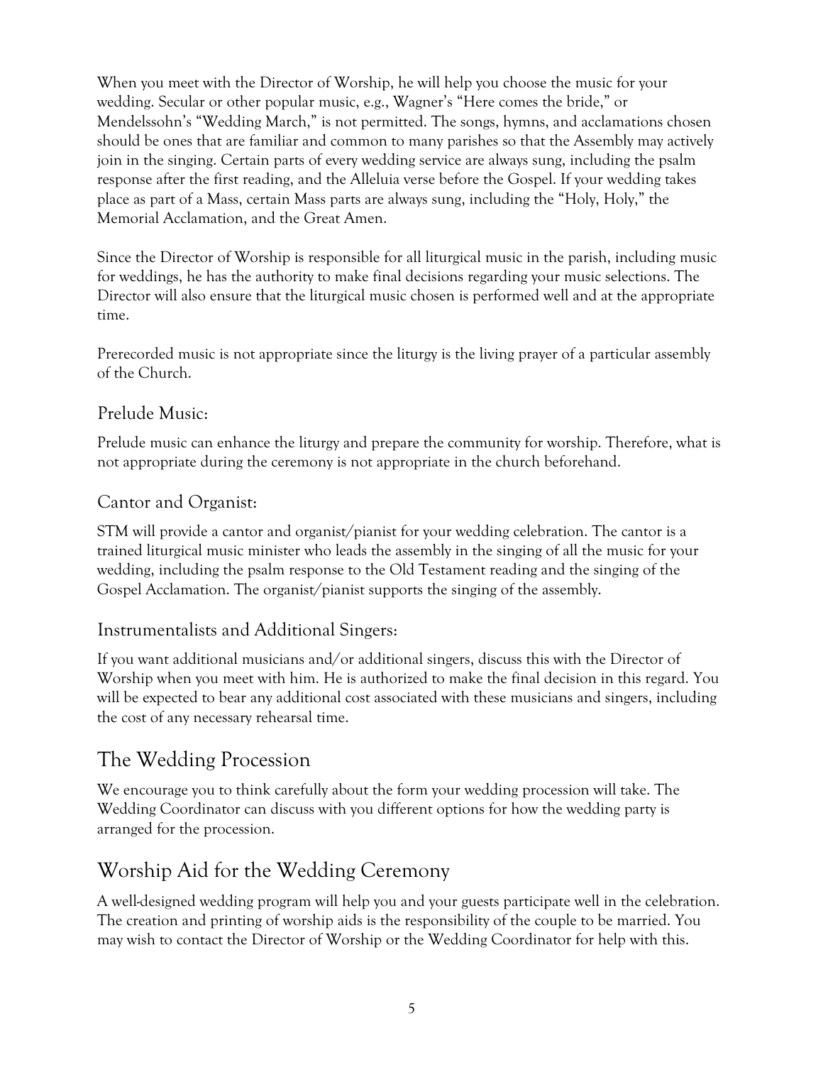When you meet with the Director of Worship, he will help you choose the music for your wedding. Secular or other popular music, e.g., Wagner's "Here comes the bride," or Mendelssohn's "Wedding March," is not permitted. The songs, hymns, and acclamations chosen should be ones that are familiar and common to many parishes so that the Assembly may actively join in the singing. Certain parts of every wedding service are always sung, including the psalm response after the first reading, and the Alleluia verse before the Gospel. If your wedding takes place as part of a Mass, certain Mass parts are always sung, including the "Holy, Holy," the Memorial Acclamation, and the Great Amen.

Since the Director of Worship is responsible for all liturgical music in the parish, including music for weddings, he has the authority to make final decisions regarding your music selections. The Director will also ensure that the liturgical music chosen is performed well and at the appropriate time.

Prerecorded music is not appropriate since the liturgy is the living prayer of a particular assembly of the Church.

### Prelude Music:

Prelude music can enhance the liturgy and prepare the community for worship. Therefore, what is not appropriate during the ceremony is not appropriate in the church beforehand.

### Cantor and Organist:

STM will provide a cantor and organist/pianist for your wedding celebration. The cantor is a trained liturgical music minister who leads the assembly in the singing of all the music for your wedding, including the psalm response to the Old Testament reading and the singing of the Gospel Acclamation. The organist/pianist supports the singing of the assembly.

### Instrumentalists and Additional Singers:

If you want additional musicians and/or additional singers, discuss this with the Director of Worship when you meet with him. He is authorized to make the final decision in this regard. You will be expected to bear any additional cost associated with these musicians and singers, including the cost of any necessary rehearsal time.

## The Wedding Procession

We encourage you to think carefully about the form your wedding procession will take. The Wedding Coordinator can discuss with you different options for how the wedding party is arranged for the procession.

## Worship Aid for the Wedding Ceremony

A well-designed wedding program will help you and your guests participate well in the celebration. The creation and printing of worship aids is the responsibility of the couple to be married. You may wish to contact the Director of Worship or the Wedding Coordinator for help with this.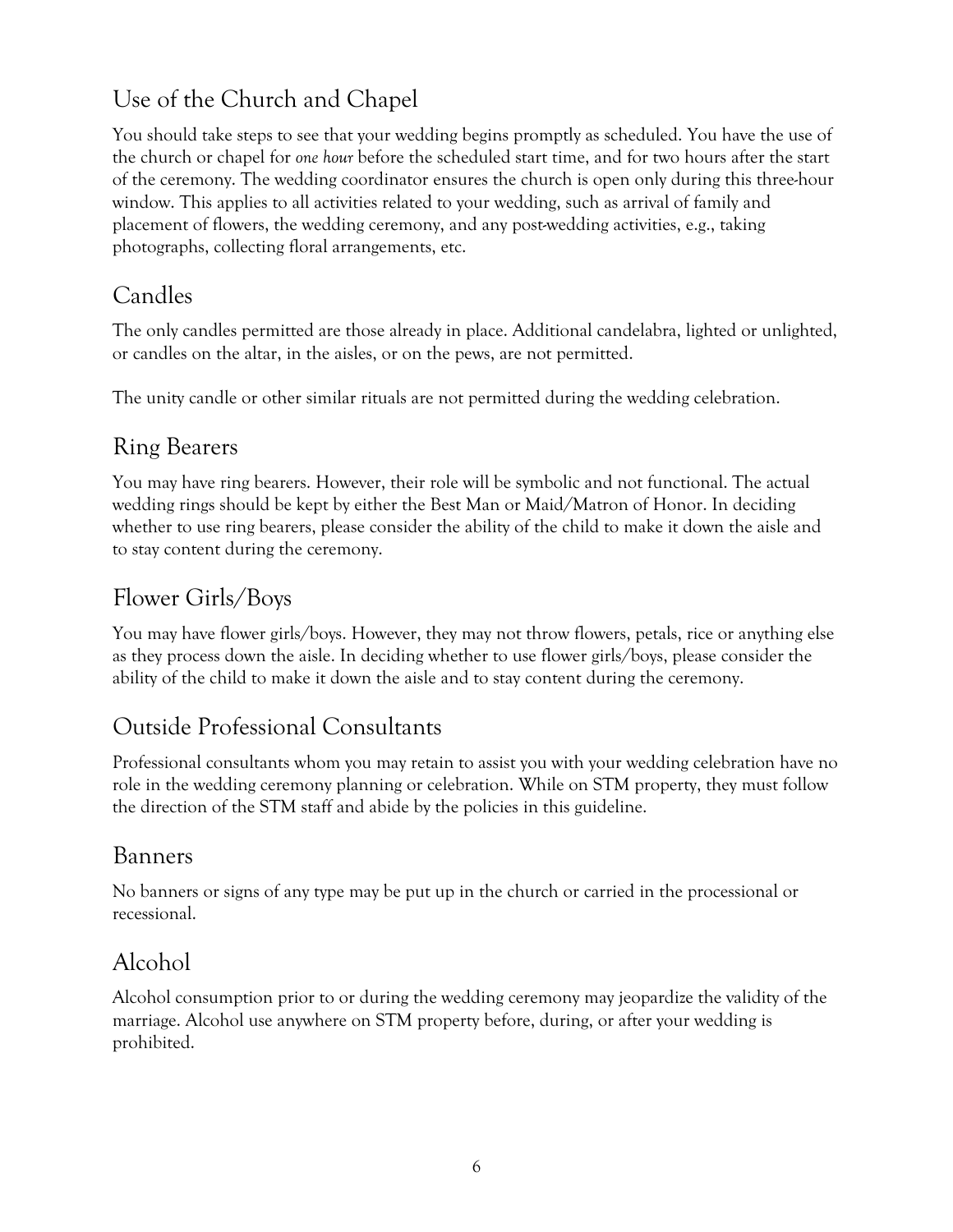## Use of the Church and Chapel

You should take steps to see that your wedding begins promptly as scheduled. You have the use of the church or chapel for *one hour* before the scheduled start time, and for two hours after the start of the ceremony. The wedding coordinator ensures the church is open only during this three-hour window. This applies to all activities related to your wedding, such as arrival of family and placement of flowers, the wedding ceremony, and any post-wedding activities, e.g., taking photographs, collecting floral arrangements, etc.

## Candles

The only candles permitted are those already in place. Additional candelabra, lighted or unlighted, or candles on the altar, in the aisles, or on the pews, are not permitted.

The unity candle or other similar rituals are not permitted during the wedding celebration.

## Ring Bearers

You may have ring bearers. However, their role will be symbolic and not functional. The actual wedding rings should be kept by either the Best Man or Maid/Matron of Honor. In deciding whether to use ring bearers, please consider the ability of the child to make it down the aisle and to stay content during the ceremony.

## Flower Girls/Boys

You may have flower girls/boys. However, they may not throw flowers, petals, rice or anything else as they process down the aisle. In deciding whether to use flower girls/boys, please consider the ability of the child to make it down the aisle and to stay content during the ceremony.

## Outside Professional Consultants

Professional consultants whom you may retain to assist you with your wedding celebration have no role in the wedding ceremony planning or celebration. While on STM property, they must follow the direction of the STM staff and abide by the policies in this guideline.

## Banners

No banners or signs of any type may be put up in the church or carried in the processional or recessional.

## Alcohol

Alcohol consumption prior to or during the wedding ceremony may jeopardize the validity of the marriage. Alcohol use anywhere on STM property before, during, or after your wedding is prohibited.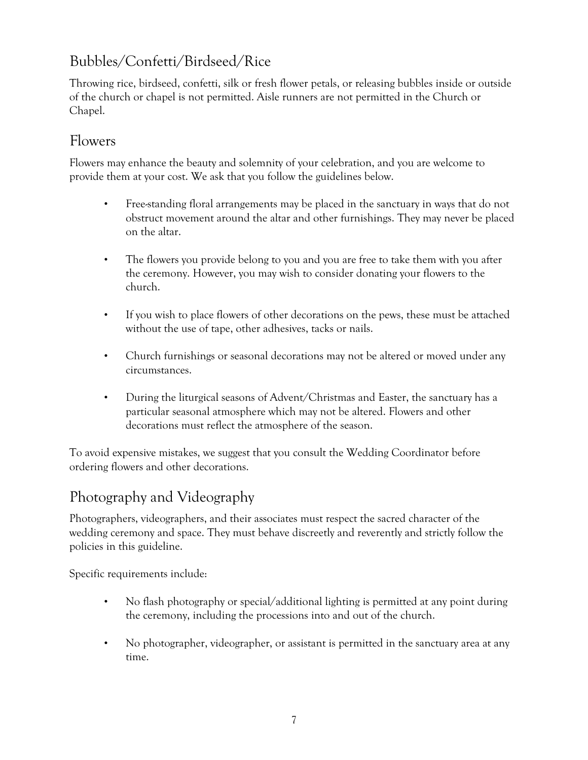## Bubbles/Confetti/Birdseed/Rice

Throwing rice, birdseed, confetti, silk or fresh flower petals, or releasing bubbles inside or outside of the church or chapel is not permitted. Aisle runners are not permitted in the Church or Chapel.

## Flowers

Flowers may enhance the beauty and solemnity of your celebration, and you are welcome to provide them at your cost. We ask that you follow the guidelines below.

- Free-standing floral arrangements may be placed in the sanctuary in ways that do not obstruct movement around the altar and other furnishings. They may never be placed on the altar.
- The flowers you provide belong to you and you are free to take them with you after the ceremony. However, you may wish to consider donating your flowers to the church.
- If you wish to place flowers of other decorations on the pews, these must be attached without the use of tape, other adhesives, tacks or nails.
- Church furnishings or seasonal decorations may not be altered or moved under any circumstances.
- During the liturgical seasons of Advent/Christmas and Easter, the sanctuary has a particular seasonal atmosphere which may not be altered. Flowers and other decorations must reflect the atmosphere of the season.

To avoid expensive mistakes, we suggest that you consult the Wedding Coordinator before ordering flowers and other decorations.

## Photography and Videography

Photographers, videographers, and their associates must respect the sacred character of the wedding ceremony and space. They must behave discreetly and reverently and strictly follow the policies in this guideline.

Specific requirements include:

- No flash photography or special/additional lighting is permitted at any point during the ceremony, including the processions into and out of the church.
- No photographer, videographer, or assistant is permitted in the sanctuary area at any time.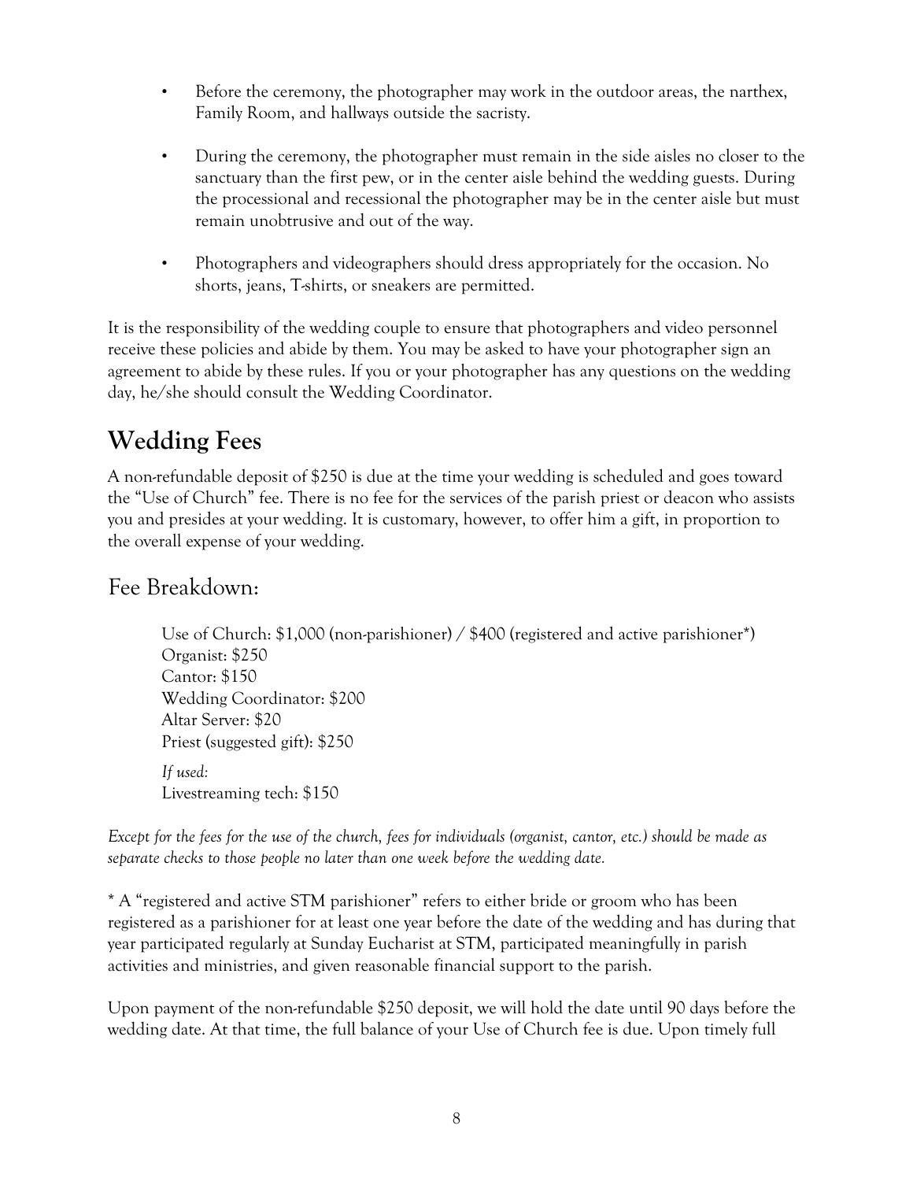- Before the ceremony, the photographer may work in the outdoor areas, the narthex, Family Room, and hallways outside the sacristy.
- During the ceremony, the photographer must remain in the side aisles no closer to the sanctuary than the first pew, or in the center aisle behind the wedding guests. During the processional and recessional the photographer may be in the center aisle but must remain unobtrusive and out of the way.
- Photographers and videographers should dress appropriately for the occasion. No shorts, jeans, T-shirts, or sneakers are permitted.

It is the responsibility of the wedding couple to ensure that photographers and video personnel receive these policies and abide by them. You may be asked to have your photographer sign an agreement to abide by these rules. If you or your photographer has any questions on the wedding day, he/she should consult the Wedding Coordinator.

## Wedding Fees

A non-refundable deposit of $250 is due at the time your wedding is scheduled and goes toward the "Use of Church" fee. There is no fee for the services of the parish priest or deacon who assists you and presides at your wedding. It is customary, however, to offer him a gift, in proportion to the overall expense of your wedding.

### Fee Breakdown:

Use of Church: $1,000 (non-parishioner) / $400 (registered and active parishioner*)
Organist: $250
Cantor: $150
Wedding Coordinator: $200
Altar Server: $20
Priest (suggested gift): $250

*If used:*
Livestreaming tech: $150

*Except for the fees for the use of the church, fees for individuals (organist, cantor, etc.) should be made as separate checks to those people no later than one week before the wedding date.*

* A "registered and active STM parishioner" refers to either bride or groom who has been registered as a parishioner for at least one year before the date of the wedding and has during that year participated regularly at Sunday Eucharist at STM, participated meaningfully in parish activities and ministries, and given reasonable financial support to the parish.

Upon payment of the non-refundable $250 deposit, we will hold the date until 90 days before the wedding date. At that time, the full balance of your Use of Church fee is due. Upon timely full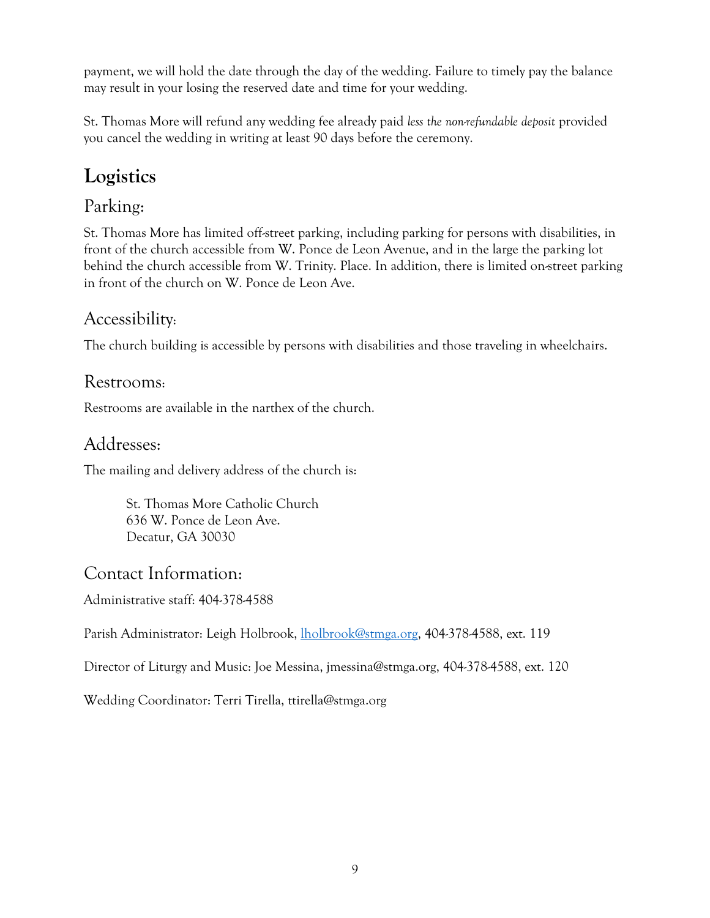payment, we will hold the date through the day of the wedding. Failure to timely pay the balance may result in your losing the reserved date and time for your wedding.

St. Thomas More will refund any wedding fee already paid *less the non-refundable deposit* provided you cancel the wedding in writing at least 90 days before the ceremony.

# Logistics

## Parking:

St. Thomas More has limited off-street parking, including parking for persons with disabilities, in front of the church accessible from W. Ponce de Leon Avenue, and in the large the parking lot behind the church accessible from W. Trinity. Place. In addition, there is limited on-street parking in front of the church on W. Ponce de Leon Ave.

## Accessibility:

The church building is accessible by persons with disabilities and those traveling in wheelchairs.

## Restrooms:

Restrooms are available in the narthex of the church.

## Addresses:

The mailing and delivery address of the church is:

> St. Thomas More Catholic Church
> 636 W. Ponce de Leon Ave.
> Decatur, GA 30030

## Contact Information:

Administrative staff: 404-378-4588

Parish Administrator: Leigh Holbrook, [lholbrook@stmga.org](mailto:lholbrook@stmga.org), 404-378-4588, ext. 119

Director of Liturgy and Music: Joe Messina, jmessina@stmga.org, 404-378-4588, ext. 120

Wedding Coordinator: Terri Tirella, ttirella@stmga.org